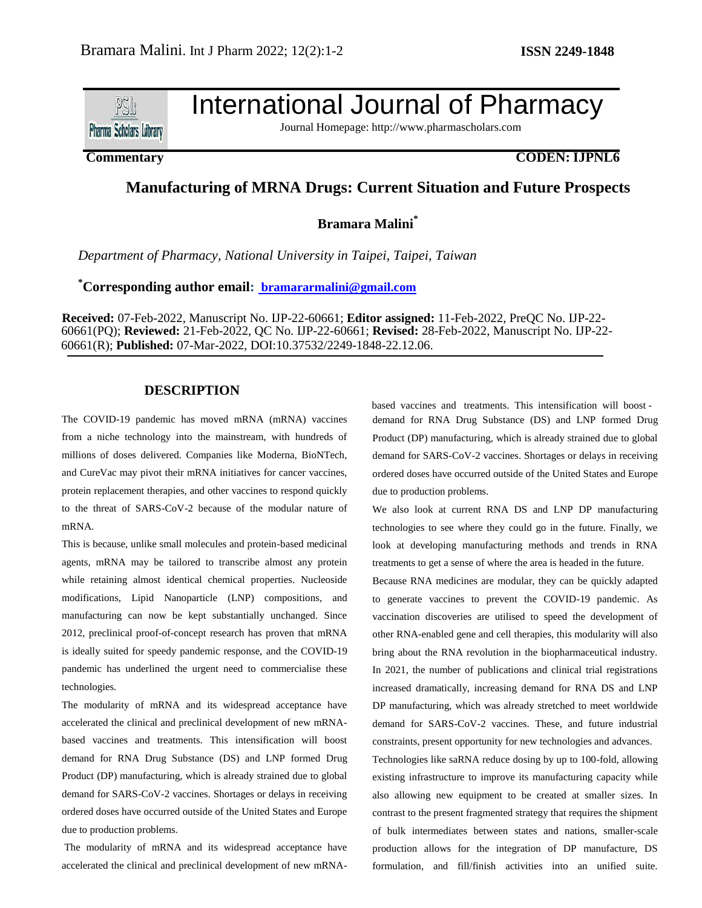# International Journal of Pharmacy

Journal Homepage: http://www.pharmascholars.com

**Commentary** **CODEN: IJPNL6**

## Manufacturing of MRNA Drugs: Current Situation and Future Prospects

**Bramara Malini***

*Department of Pharmacy, National University in Taipei, Taipei, Taiwan*

**\*Corresponding author email:** **bramararmalini@gmail.com**

**Received:** 07-Feb-2022, Manuscript No. IJP-22-60661; **Editor assigned:** 11-Feb-2022, PreQC No. IJP-22-60661(PQ); **Reviewed:** 21-Feb-2022, QC No. IJP-22-60661; **Revised:** 28-Feb-2022, Manuscript No. IJP-22-60661(R); **Published:** 07-Mar-2022, DOI:10.37532/2249-1848-22.12.06.

### DESCRIPTION

The COVID-19 pandemic has moved mRNA (mRNA) vaccines from a niche technology into the mainstream, with hundreds of millions of doses delivered. Companies like Moderna, BioNTech, and CureVac may pivot their mRNA initiatives for cancer vaccines, protein replacement therapies, and other vaccines to respond quickly to the threat of SARS-CoV-2 because of the modular nature of mRNA.

This is because, unlike small molecules and protein-based medicinal agents, mRNA may be tailored to transcribe almost any protein while retaining almost identical chemical properties. Nucleoside modifications, Lipid Nanoparticle (LNP) compositions, and manufacturing can now be kept substantially unchanged. Since 2012, preclinical proof-of-concept research has proven that mRNA is ideally suited for speedy pandemic response, and the COVID-19 pandemic has underlined the urgent need to commercialise these technologies.

The modularity of mRNA and its widespread acceptance have accelerated the clinical and preclinical development of new mRNA-based vaccines and treatments. This intensification will boost demand for RNA Drug Substance (DS) and LNP formed Drug Product (DP) manufacturing, which is already strained due to global demand for SARS-CoV-2 vaccines. Shortages or delays in receiving ordered doses have occurred outside of the United States and Europe due to production problems.

The modularity of mRNA and its widespread acceptance have accelerated the clinical and preclinical development of new mRNA-based vaccines and treatments. This intensification will boost - demand for RNA Drug Substance (DS) and LNP formed Drug Product (DP) manufacturing, which is already strained due to global demand for SARS-CoV-2 vaccines. Shortages or delays in receiving ordered doses have occurred outside of the United States and Europe due to production problems.

We also look at current RNA DS and LNP DP manufacturing technologies to see where they could go in the future. Finally, we look at developing manufacturing methods and trends in RNA treatments to get a sense of where the area is headed in the future.

Because RNA medicines are modular, they can be quickly adapted to generate vaccines to prevent the COVID-19 pandemic. As vaccination discoveries are utilised to speed the development of other RNA-enabled gene and cell therapies, this modularity will also bring about the RNA revolution in the biopharmaceutical industry. In 2021, the number of publications and clinical trial registrations increased dramatically, increasing demand for RNA DS and LNP DP manufacturing, which was already stretched to meet worldwide demand for SARS-CoV-2 vaccines. These, and future industrial constraints, present opportunity for new technologies and advances.

Technologies like saRNA reduce dosing by up to 100-fold, allowing existing infrastructure to improve its manufacturing capacity while also allowing new equipment to be created at smaller sizes. In contrast to the present fragmented strategy that requires the shipment of bulk intermediates between states and nations, smaller-scale production allows for the integration of DP manufacture, DS formulation, and fill/finish activities into an unified suite.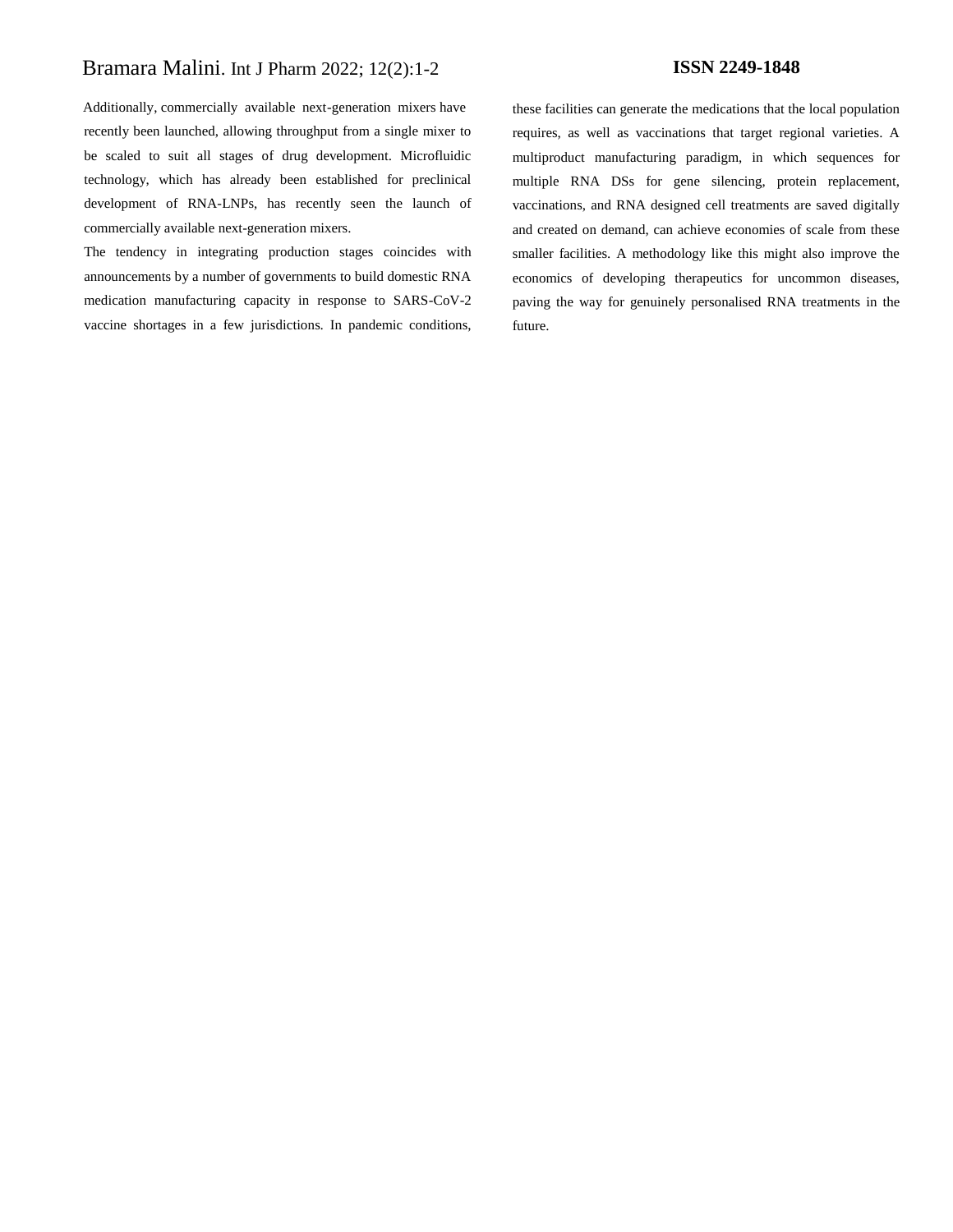Additionally, commercially available next-generation mixers have recently been launched, allowing throughput from a single mixer to be scaled to suit all stages of drug development. Microfluidic technology, which has already been established for preclinical development of RNA-LNPs, has recently seen the launch of commercially available next-generation mixers.

The tendency in integrating production stages coincides with announcements by a number of governments to build domestic RNA medication manufacturing capacity in response to SARS-CoV-2 vaccine shortages in a few jurisdictions. In pandemic conditions, these facilities can generate the medications that the local population requires, as well as vaccinations that target regional varieties. A multiproduct manufacturing paradigm, in which sequences for multiple RNA DSs for gene silencing, protein replacement, vaccinations, and RNA designed cell treatments are saved digitally and created on demand, can achieve economies of scale from these smaller facilities. A methodology like this might also improve the economics of developing therapeutics for uncommon diseases, paving the way for genuinely personalised RNA treatments in the future.